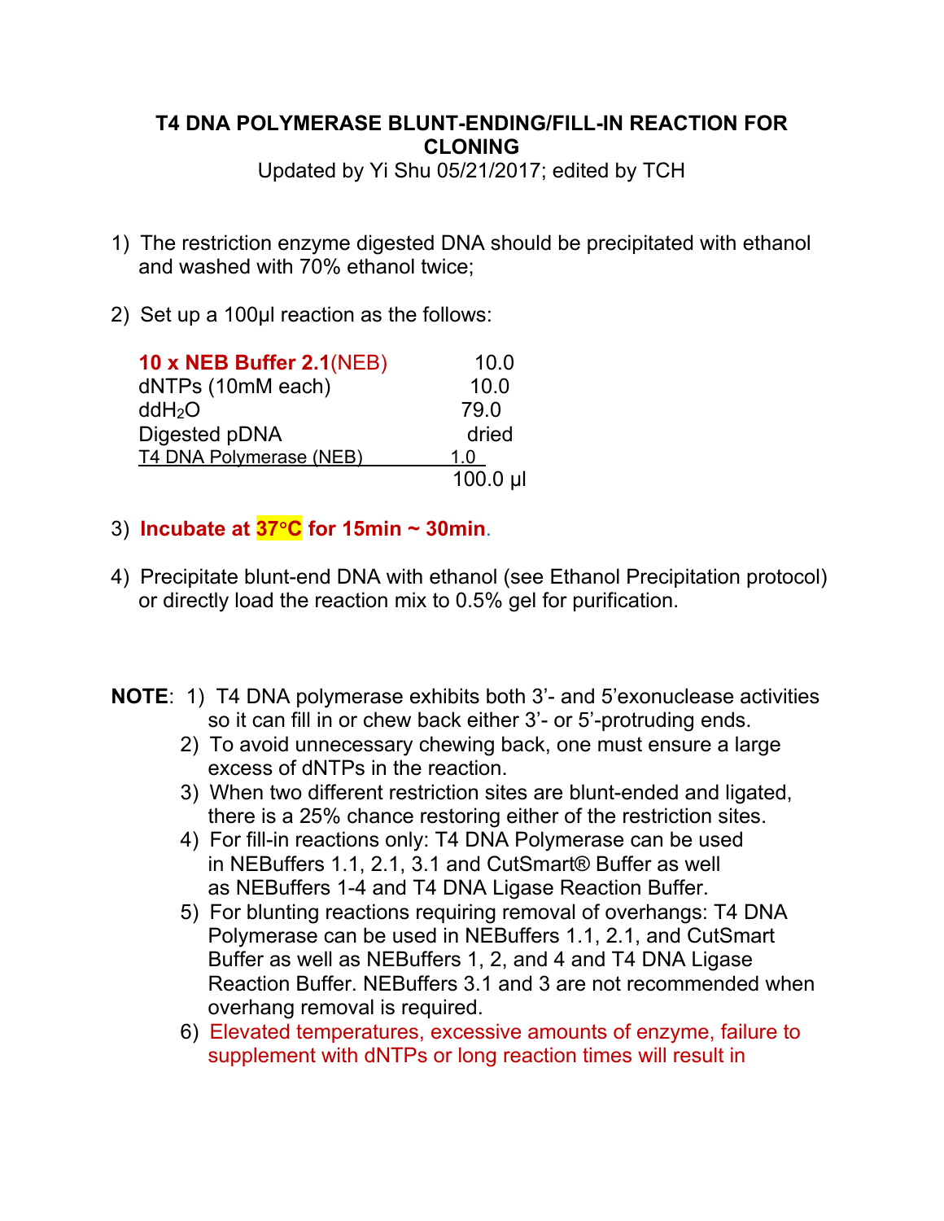# T4 DNA POLYMERASE BLUNT-ENDING/FILL-IN REACTION FOR CLONING

Updated by Yi Shu 05/21/2017; edited by TCH

1) The restriction enzyme digested DNA should be precipitated with ethanol and washed with 70% ethanol twice;

2) Set up a 100µl reaction as the follows:

| | |
|---|---|
| **10 x NEB Buffer 2.1**(NEB) | 10.0 |
| dNTPs (10mM each) | 10.0 |
| $ddH_2O$ | 79.0 |
| Digested pDNA | dried |
| T4 DNA Polymerase (NEB) | 1.0 |
| | 100.0 µl |

3) **Incubate at 37°C for 15min ~ 30min**.

4) Precipitate blunt-end DNA with ethanol (see Ethanol Precipitation protocol) or directly load the reaction mix to 0.5% gel for purification.

**NOTE**:
1) T4 DNA polymerase exhibits both 3'- and 5'exonuclease activities so it can fill in or chew back either 3'- or 5'-protruding ends.
2) To avoid unnecessary chewing back, one must ensure a large excess of dNTPs in the reaction.
3) When two different restriction sites are blunt-ended and ligated, there is a 25% chance restoring either of the restriction sites.
4) For fill-in reactions only: T4 DNA Polymerase can be used in NEBuffers 1.1, 2.1, 3.1 and CutSmart® Buffer as well as NEBuffers 1-4 and T4 DNA Ligase Reaction Buffer.
5) For blunting reactions requiring removal of overhangs: T4 DNA Polymerase can be used in NEBuffers 1.1, 2.1, and CutSmart Buffer as well as NEBuffers 1, 2, and 4 and T4 DNA Ligase Reaction Buffer. NEBuffers 3.1 and 3 are not recommended when overhang removal is required.
6) Elevated temperatures, excessive amounts of enzyme, failure to supplement with dNTPs or long reaction times will result in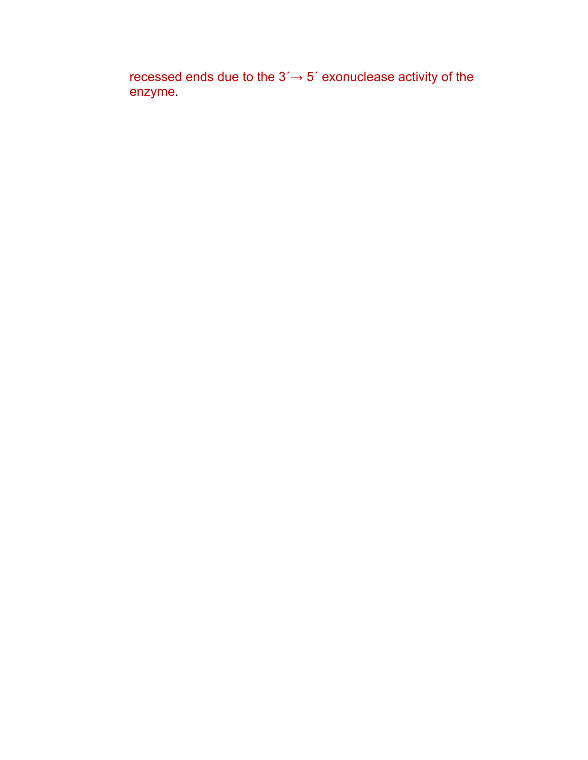recessed ends due to the 3´→ 5´ exonuclease activity of the enzyme.